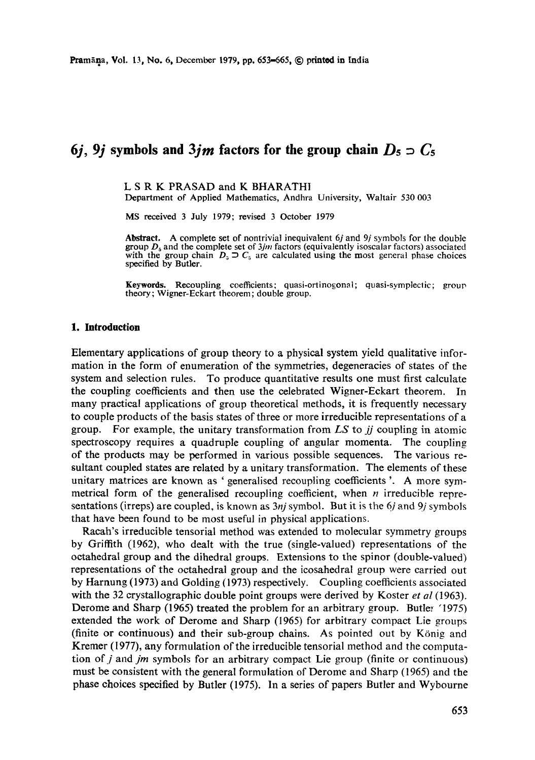# $6j$, $9j$ symbols and $3jm$ factors for the group chain $D_5 \supset C_5$

L S R K PRASAD and K BHARATHI

Department of Applied Mathematics, Andhra University, Waltair 530 003

MS received 3 July 1979; revised 3 October 1979

**Abstract.** A complete set of nontrivial inequivalent $6j$ and $9j$ symbols for the double group $D_5$ and the complete set of $3jm$ factors (equivalently isoscalar factors) associated with the group chain $D_5 \supset C_5$ are calculated using the most general phase choices specified by Butler.

**Keywords.** Recoupling coefficients; quasi-ortinogonal; quasi-symplectic; group theory; Wigner-Eckart theorem; double group.

## 1. Introduction

Elementary applications of group theory to a physical system yield qualitative information in the form of enumeration of the symmetries, degeneracies of states of the system and selection rules. To produce quantitative results one must first calculate the coupling coefficients and then use the celebrated Wigner-Eckart theorem. In many practical applications of group theoretical methods, it is frequently necessary to couple products of the basis states of three or more irreducible representations of a group. For example, the unitary transformation from $LS$ to $jj$ coupling in atomic spectroscopy requires a quadruple coupling of angular momenta. The coupling of the products may be performed in various possible sequences. The various resultant coupled states are related by a unitary transformation. The elements of these unitary matrices are known as 'generalised recoupling coefficients'. A more symmetrical form of the generalised recoupling coefficient, when $n$ irreducible representations (irreps) are coupled, is known as $3nj$ symbol. But it is the $6j$ and $9j$ symbols that have been found to be most useful in physical applications.

Racah's irreducible tensorial method was extended to molecular symmetry groups by Griffith (1962), who dealt with the true (single-valued) representations of the octahedral group and the dihedral groups. Extensions to the spinor (double-valued) representations of the octahedral group and the icosahedral group were carried out by Harnung (1973) and Golding (1973) respectively. Coupling coefficients associated with the 32 crystallographic double point groups were derived by Koster *et al* (1963). Derome and Sharp (1965) treated the problem for an arbitrary group. Butler (1975) extended the work of Derome and Sharp (1965) for arbitrary compact Lie groups (finite or continuous) and their sub-group chains. As pointed out by König and Kremer (1977), any formulation of the irreducible tensorial method and the computation of $j$ and $jm$ symbols for an arbitrary compact Lie group (finite or continuous) must be consistent with the general formulation of Derome and Sharp (1965) and the phase choices specified by Butler (1975). In a series of papers Butler and Wybourne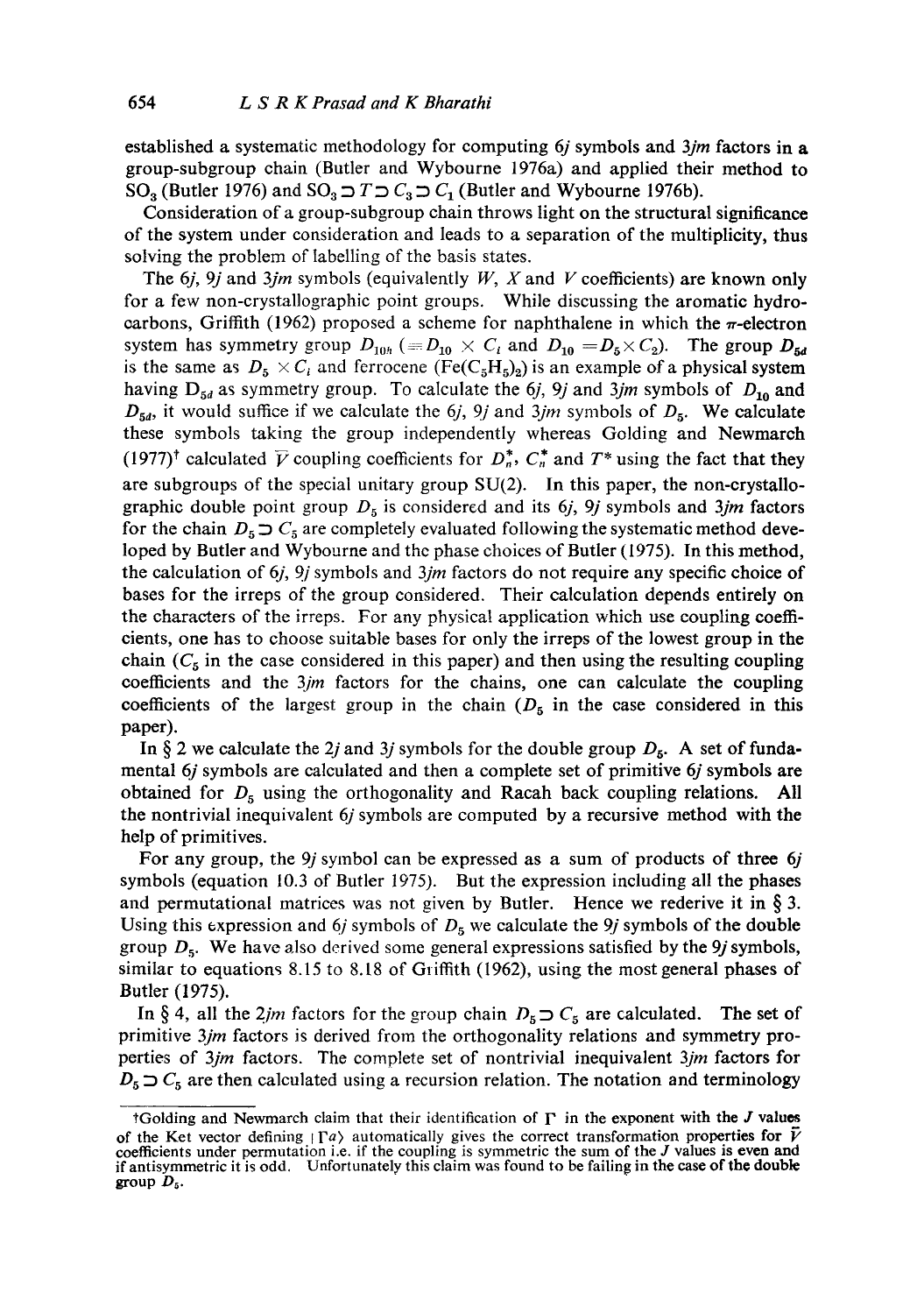established a systematic methodology for computing $6j$ symbols and $3jm$ factors in a group-subgroup chain (Butler and Wybourne 1976a) and applied their method to $SO_3$ (Butler 1976) and $SO_3 \supset T \supset C_3 \supset C_1$ (Butler and Wybourne 1976b).

Consideration of a group-subgroup chain throws light on the structural significance of the system under consideration and leads to a separation of the multiplicity, thus solving the problem of labelling of the basis states.

The $6j$, $9j$ and $3jm$ symbols (equivalently $W$, $X$ and $V$ coefficients) are known only for a few non-crystallographic point groups. While discussing the aromatic hydrocarbons, Griffith (1962) proposed a scheme for naphthalene in which the $\pi$-electron system has symmetry group $D_{10h}$ ($= D_{10} \times C_i$ and $D_{10} = D_5 \times C_2$). The group $D_{5d}$ is the same as $D_5 \times C_i$ and ferrocene ($Fe(C_5H_5)_2$) is an example of a physical system having $D_{5d}$ as symmetry group. To calculate the $6j$, $9j$ and $3jm$ symbols of $D_{10}$ and $D_{5d}$, it would suffice if we calculate the $6j$, $9j$ and $3jm$ symbols of $D_5$. We calculate these symbols taking the group independently whereas Golding and Newmarch (1977)† calculated $\bar{V}$ coupling coefficients for $D_n^*$, $C_n^*$ and $T^*$ using the fact that they are subgroups of the special unitary group SU(2). In this paper, the non-crystallographic double point group $D_5$ is considered and its $6j$, $9j$ symbols and $3jm$ factors for the chain $D_5 \supset C_5$ are completely evaluated following the systematic method developed by Butler and Wybourne and the phase choices of Butler (1975). In this method, the calculation of $6j$, $9j$ symbols and $3jm$ factors do not require any specific choice of bases for the irreps of the group considered. Their calculation depends entirely on the characters of the irreps. For any physical application which use coupling coefficients, one has to choose suitable bases for only the irreps of the lowest group in the chain ($C_5$ in the case considered in this paper) and then using the resulting coupling coefficients and the $3jm$ factors for the chains, one can calculate the coupling coefficients of the largest group in the chain ($D_5$ in the case considered in this paper).

In § 2 we calculate the $2j$ and $3j$ symbols for the double group $D_5$. A set of fundamental $6j$ symbols are calculated and then a complete set of primitive $6j$ symbols are obtained for $D_5$ using the orthogonality and Racah back coupling relations. All the nontrivial inequivalent $6j$ symbols are computed by a recursive method with the help of primitives.

For any group, the $9j$ symbol can be expressed as a sum of products of three $6j$ symbols (equation 10.3 of Butler 1975). But the expression including all the phases and permutational matrices was not given by Butler. Hence we rederive it in § 3. Using this expression and $6j$ symbols of $D_5$ we calculate the $9j$ symbols of the double group $D_5$. We have also derived some general expressions satisfied by the $9j$ symbols, similar to equations 8.15 to 8.18 of Griffith (1962), using the most general phases of Butler (1975).

In § 4, all the $2jm$ factors for the group chain $D_5 \supset C_5$ are calculated. The set of primitive $3jm$ factors is derived from the orthogonality relations and symmetry properties of $3jm$ factors. The complete set of nontrivial inequivalent $3jm$ factors for $D_5 \supset C_5$ are then calculated using a recursion relation. The notation and terminology

†Golding and Newmarch claim that their identification of $\Gamma$ in the exponent with the $J$ values of the Ket vector defining $|\Gamma a\rangle$ automatically gives the correct transformation properties for $\bar{V}$ coefficients under permutation i.e. if the coupling is symmetric the sum of the $J$ values is even and if antisymmetric it is odd. Unfortunately this claim was found to be failing in the case of the double group $D_5$.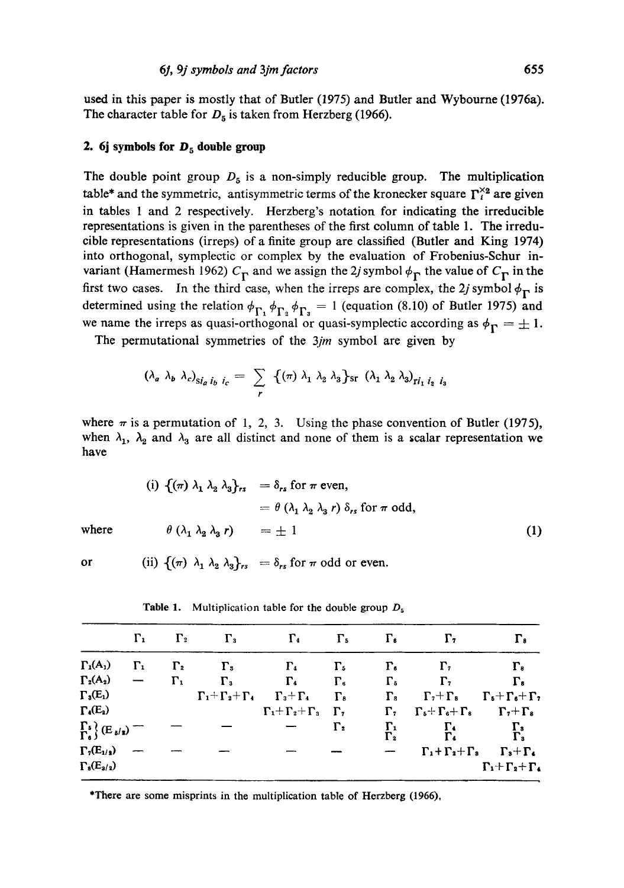used in this paper is mostly that of Butler (1975) and Butler and Wybourne (1976a). The character table for $D_5$ is taken from Herzberg (1966).

## 2. 6j symbols for $D_5$ double group

The double point group $D_5$ is a non-simply reducible group. The multiplication table* and the symmetric, antisymmetric terms of the kronecker square $\Gamma_i^{\times 2}$ are given in tables 1 and 2 respectively. Herzberg's notation for indicating the irreducible representations is given in the parentheses of the first column of table 1. The irreducible representations (irreps) of a finite group are classified (Butler and King 1974) into orthogonal, symplectic or complex by the evaluation of Frobenius-Schur invariant (Hamermesh 1962) $C_\Gamma$ and we assign the 2*j* symbol $\phi_\Gamma$ the value of $C_\Gamma$ in the first two cases. In the third case, when the irreps are complex, the 2*j* symbol $\phi_\Gamma$ is determined using the relation $\phi_{\Gamma_1} \phi_{\Gamma_2} \phi_{\Gamma_3} = 1$ (equation (8.10) of Butler 1975) and we name the irreps as quasi-orthogonal or quasi-symplectic according as $\phi_\Gamma = \pm 1$.

The permutational symmetries of the 3*jm* symbol are given by

$$(\lambda_a\ \lambda_b\ \lambda_c)_{s i_a i_b i_c} = \sum_r \{(\pi)\ \lambda_1\ \lambda_2\ \lambda_3\}_{sr}\ (\lambda_1\ \lambda_2\ \lambda_3)_{r i_1 i_2 i_3}$$

where $\pi$ is a permutation of 1, 2, 3. Using the phase convention of Butler (1975), when $\lambda_1$, $\lambda_2$ and $\lambda_3$ are all distinct and none of them is a scalar representation we have

$$\text{(i)}\quad \{(\pi)\ \lambda_1\ \lambda_2\ \lambda_3\}_{rs} = \delta_{rs} \text{ for } \pi \text{ even,}$$

$$= \theta\,(\lambda_1\ \lambda_2\ \lambda_3\ r)\ \delta_{rs} \text{ for } \pi \text{ odd,}$$

where

$$\theta\,(\lambda_1\ \lambda_2\ \lambda_3\ r) = \pm 1 \tag{1}$$

or

$$\text{(ii)}\quad \{(\pi)\ \lambda_1\ \lambda_2\ \lambda_3\}_{rs} = \delta_{rs} \text{ for } \pi \text{ odd or even.}$$

Table 1. Multiplication table for the double group $D_5$

| | $\Gamma_1$ | $\Gamma_2$ | $\Gamma_3$ | $\Gamma_4$ | $\Gamma_5$ | $\Gamma_6$ | $\Gamma_7$ | $\Gamma_8$ |
|---|---|---|---|---|---|---|---|---|
| $\Gamma_1(A_1)$ | $\Gamma_1$ | $\Gamma_2$ | $\Gamma_3$ | $\Gamma_4$ | $\Gamma_5$ | $\Gamma_6$ | $\Gamma_7$ | $\Gamma_8$ |
| $\Gamma_2(A_2)$ | — | $\Gamma_1$ | $\Gamma_3$ | $\Gamma_4$ | $\Gamma_6$ | $\Gamma_5$ | $\Gamma_7$ | $\Gamma_8$ |
| $\Gamma_3(E_1)$ | | | $\Gamma_1+\Gamma_2+\Gamma_4$ | $\Gamma_3+\Gamma_4$ | $\Gamma_8$ | $\Gamma_8$ | $\Gamma_7+\Gamma_8$ | $\Gamma_5+\Gamma_6+\Gamma_7$ |
| $\Gamma_4(E_2)$ | | | | $\Gamma_1+\Gamma_2+\Gamma_3$ | $\Gamma_7$ | $\Gamma_7$ | $\Gamma_5+\Gamma_6+\Gamma_8$ | $\Gamma_7+\Gamma_8$ |
| $\left.\begin{matrix}\Gamma_5\\ \Gamma_6\end{matrix}\right\}(E_{5/2})$ | — | — | — | — | $\Gamma_2$ | $\begin{matrix}\Gamma_1\\ \Gamma_2\end{matrix}$ | $\begin{matrix}\Gamma_4\\ \Gamma_4\end{matrix}$ | $\begin{matrix}\Gamma_3\\ \Gamma_3\end{matrix}$ |
| $\Gamma_7(E_{1/2})$ | — | — | — | — | — | — | $\Gamma_1+\Gamma_2+\Gamma_3$ | $\Gamma_3+\Gamma_4$ |
| $\Gamma_8(E_{3/2})$ | | | | | | | | $\Gamma_1+\Gamma_2+\Gamma_4$ |

*There are some misprints in the multiplication table of Herzberg (1966).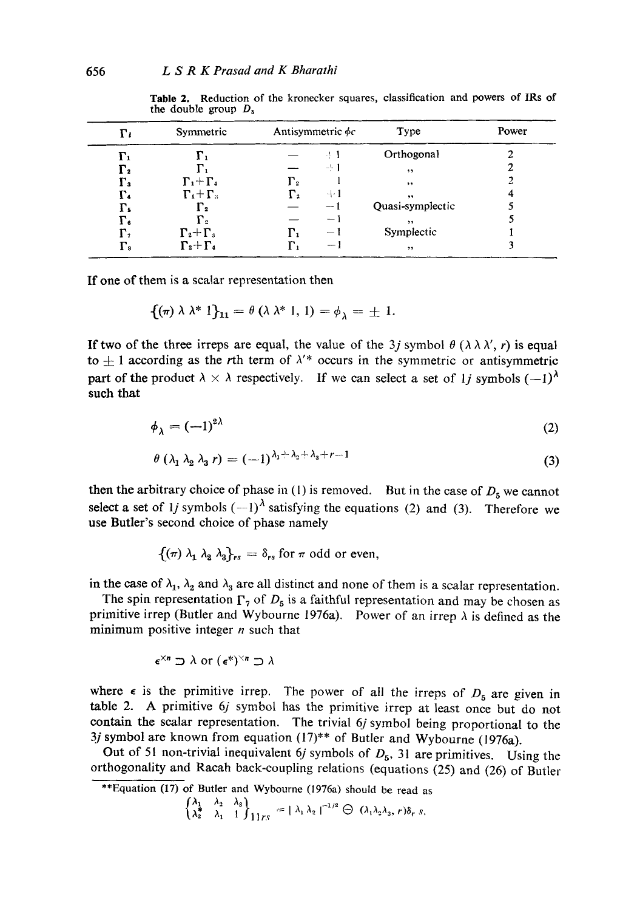**Table 2.** Reduction of the kronecker squares, classification and powers of IRs of the double group $D_5$

| $\Gamma_i$ | Symmetric | Antisymmetric | $\phi c$ | Type | Power |
|---|---|---|---|---|---|
| $\Gamma_1$ | $\Gamma_1$ | — | +1 | Orthogonal | 2 |
| $\Gamma_2$ | $\Gamma_1$ | — | +1 | ,, | 2 |
| $\Gamma_3$ | $\Gamma_1+\Gamma_4$ | $\Gamma_2$ | 1 | ,, | 2 |
| $\Gamma_4$ | $\Gamma_1+\Gamma_3$ | $\Gamma_2$ | +1 | ,, | 4 |
| $\Gamma_5$ | $\Gamma_2$ | — | −1 | Quasi-symplectic | 5 |
| $\Gamma_6$ | $\Gamma_2$ | — | −1 | ,, | 5 |
| $\Gamma_7$ | $\Gamma_2+\Gamma_3$ | $\Gamma_1$ | −1 | Symplectic | 1 |
| $\Gamma_8$ | $\Gamma_2+\Gamma_4$ | $\Gamma_1$ | −1 | ,, | 3 |

If one of them is a scalar representation then

$$\{(\pi)\ \lambda\ \lambda^*\ 1\}_{11} = \theta\,(\lambda\ \lambda^*\ 1,\ 1) = \phi_\lambda = \pm\ 1.$$

If two of the three irreps are equal, the value of the $3j$ symbol $\theta\,(\lambda\,\lambda\,\lambda',\,r)$ is equal to $\pm\ 1$ according as the $r$th term of $\lambda'^*$ occurs in the symmetric or antisymmetric part of the product $\lambda \times \lambda$ respectively. If we can select a set of $1j$ symbols $(-1)^\lambda$ such that

$$\phi_\lambda = (-1)^{2\lambda} \tag{2}$$

$$\theta\,(\lambda_1\ \lambda_2\ \lambda_3\ r) = (-1)^{\lambda_1+\lambda_2+\lambda_3+r-1} \tag{3}$$

then the arbitrary choice of phase in (1) is removed. But in the case of $D_5$ we cannot select a set of $1j$ symbols $(-1)^\lambda$ satisfying the equations (2) and (3). Therefore we use Butler's second choice of phase namely

$$\{(\pi)\ \lambda_1\ \lambda_2\ \lambda_3\}_{rs} = \delta_{rs} \text{ for } \pi \text{ odd or even,}$$

in the case of $\lambda_1$, $\lambda_2$ and $\lambda_3$ are all distinct and none of them is a scalar representation.

The spin representation $\Gamma_7$ of $D_5$ is a faithful representation and may be chosen as primitive irrep (Butler and Wybourne 1976a). Power of an irrep $\lambda$ is defined as the minimum positive integer $n$ such that

$$\epsilon^{\times n} \supset \lambda \text{ or } (\epsilon^*)^{\times n} \supset \lambda$$

where $\epsilon$ is the primitive irrep. The power of all the irreps of $D_5$ are given in table 2. A primitive $6j$ symbol has the primitive irrep at least once but do not contain the scalar representation. The trivial $6j$ symbol being proportional to the $3j$ symbol are known from equation (17)** of Butler and Wybourne (1976a).

Out of 51 non-trivial inequivalent $6j$ symbols of $D_5$, 31 are primitives. Using the orthogonality and Racah back-coupling relations (equations (25) and (26) of Butler

**Equation (17) of Butler and Wybourne (1976a) should be read as

$$\begin{Bmatrix} \lambda_1 & \lambda_2 & \lambda_3 \\ \lambda_2^* & \lambda_1 & 1 \end{Bmatrix}_{11rs} = |\ \lambda_1\ \lambda_2\ |^{-1/2}\ \ominus\ (\lambda_1\lambda_2\lambda_3,\ r)\delta_{r\ s}.$$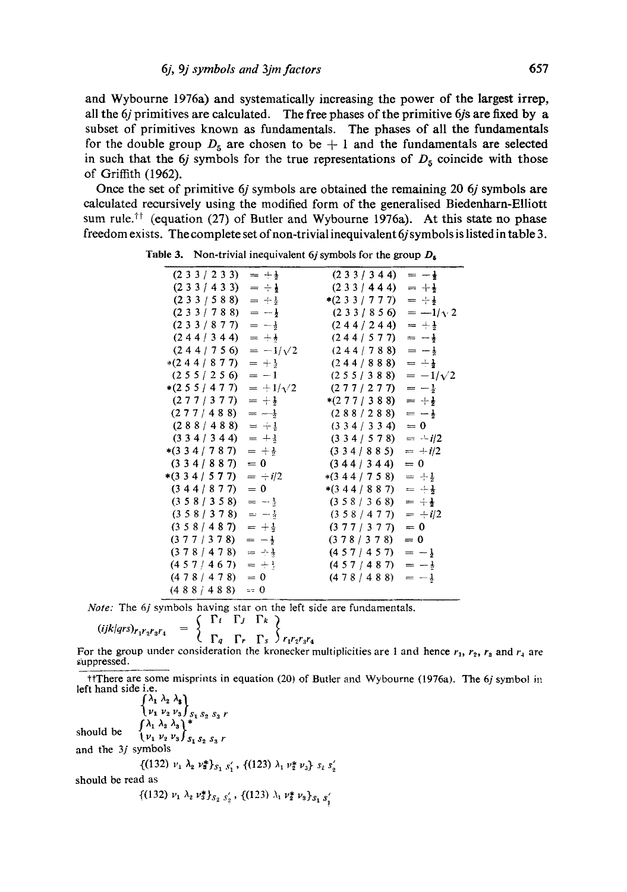and Wybourne 1976a) and systematically increasing the power of the largest irrep, all the 6*j* primitives are calculated. The free phases of the primitive 6*j*s are fixed by a subset of primitives known as fundamentals. The phases of all the fundamentals for the double group $D_5$ are chosen to be + 1 and the fundamentals are selected in such that the 6*j* symbols for the true representations of $D_5$ coincide with those of Griffith (1962).

Once the set of primitive 6*j* symbols are obtained the remaining 20 6*j* symbols are calculated recursively using the modified form of the generalised Biedenharn-Elliott sum rule.[††] (equation (27) of Butler and Wybourne 1976a). At this state no phase freedom exists. The complete set of non-trivial inequivalent 6*j* symbols is listed in table 3.

**Table 3.** Non-trivial inequivalent 6*j* symbols for the group $D_5$

| | | | |
|---|---|---|---|
| (2 3 3 / 2 3 3) | $= +\frac{1}{2}$ | (2 3 3 / 3 4 4) | $= -\frac{1}{2}$ |
| (2 3 3 / 4 3 3) | $= +\frac{1}{2}$ | (2 3 3 / 4 4 4) | $= +\frac{1}{2}$ |
| (2 3 3 / 5 8 8) | $= +\frac{1}{2}$ | *(2 3 3 / 7 7 7) | $= +\frac{1}{2}$ |
| (2 3 3 / 7 8 8) | $= -\frac{1}{2}$ | (2 3 3 / 8 5 6) | $= -1/\sqrt{2}$ |
| (2 3 3 / 8 7 7) | $= -\frac{1}{2}$ | (2 4 4 / 2 4 4) | $= +\frac{1}{2}$ |
| (2 4 4 / 3 4 4) | $= +\frac{1}{2}$ | (2 4 4 / 5 7 7) | $= -\frac{1}{2}$ |
| (2 4 4 / 7 5 6) | $= -1/\sqrt{2}$ | (2 4 4 / 7 8 8) | $= -\frac{1}{2}$ |
| *(2 4 4 / 8 7 7) | $= +\frac{1}{2}$ | (2 4 4 / 8 8 8) | $= +\frac{1}{2}$ |
| (2 5 5 / 2 5 6) | $= -1$ | (2 5 5 / 3 8 8) | $= -1/\sqrt{2}$ |
| *(2 5 5 / 4 7 7) | $= +1/\sqrt{2}$ | (2 7 7 / 2 7 7) | $= -\frac{1}{2}$ |
| (2 7 7 / 3 7 7) | $= +\frac{1}{2}$ | *(2 7 7 / 3 8 8) | $= +\frac{1}{2}$ |
| (2 7 7 / 4 8 8) | $= -\frac{1}{2}$ | (2 8 8 / 2 8 8) | $= -\frac{1}{2}$ |
| (2 8 8 / 4 8 8) | $= +\frac{1}{2}$ | (3 3 4 / 3 3 4) | $= 0$ |
| (3 3 4 / 3 4 4) | $= +\frac{1}{2}$ | (3 3 4 / 5 7 8) | $= +i/2$ |
| *(3 3 4 / 7 8 7) | $= +\frac{1}{2}$ | (3 3 4 / 8 8 5) | $= +i/2$ |
| (3 3 4 / 8 8 7) | $= 0$ | (3 4 4 / 3 4 4) | $= 0$ |
| *(3 3 4 / 5 7 7) | $= +i/2$ | *(3 4 4 / 7 5 8) | $= +\frac{1}{2}$ |
| (3 4 4 / 8 7 7) | $= 0$ | *(3 4 4 / 8 8 7) | $= +\frac{1}{2}$ |
| (3 5 8 / 3 5 8) | $= -\frac{1}{2}$ | (3 5 8 / 3 6 8) | $= +\frac{1}{2}$ |
| (3 5 8 / 3 7 8) | $= -\frac{1}{2}$ | (3 5 8 / 4 7 7) | $= +i/2$ |
| (3 5 8 / 4 8 7) | $= +\frac{1}{2}$ | (3 7 7 / 3 7 7) | $= 0$ |
| (3 7 7 / 3 7 8) | $= -\frac{1}{2}$ | (3 7 8 / 3 7 8) | $= 0$ |
| (3 7 8 / 4 7 8) | $= +\frac{1}{2}$ | (4 5 7 / 4 5 7) | $= -\frac{1}{2}$ |
| (4 5 7 / 4 6 7) | $= +\frac{1}{2}$ | (4 5 7 / 4 8 7) | $= -\frac{1}{2}$ |
| (4 7 8 / 4 7 8) | $= 0$ | (4 7 8 / 4 8 8) | $= -\frac{1}{2}$ |
| (4 8 8 / 4 8 8) | $= 0$ | | |

*Note:* The 6*j* symbols having star on the left side are fundamentals.

$$(ijk|qrs)_{r_1r_2r_3r_4} = \begin{Bmatrix} \Gamma_i & \Gamma_j & \Gamma_k \\ \Gamma_q & \Gamma_r & \Gamma_s \end{Bmatrix}_{r_1r_2r_3r_4}$$

For the group under consideration the kronecker multiplicities are 1 and hence $r_1$, $r_2$, $r_3$ and $r_4$ are suppressed.

[††]There are some misprints in equation (20) of Butler and Wybourne (1976a). The 6*j* symbol in left hand side i.e.

$$\begin{Bmatrix} \lambda_1 & \lambda_2 & \lambda_3 \\ \nu_1 & \nu_2 & \nu_3 \end{Bmatrix}_{s_1\, s_2\, s_3\, r}$$

should be

$$\begin{Bmatrix} \lambda_1 & \lambda_2 & \lambda_3 \\ \nu_1 & \nu_2 & \nu_3 \end{Bmatrix}^*_{s_1\, s_2\, s_3\, r}$$

and the 3*j* symbols

$$\{(132)\ \nu_1\ \lambda_2\ \nu_3^*\}_{s_1\ s_1'},\ \{(123)\ \lambda_1\ \nu_2^*\ \nu_3\}\ _{s_2\ s_2'}$$

should be read as

$$\{(132)\ \nu_1\ \lambda_2\ \nu_3^*\}_{s_2\ s_2'},\ \{(123)\ \lambda_1\ \nu_2^*\ \nu_3\}_{s_1\ s_1'}$$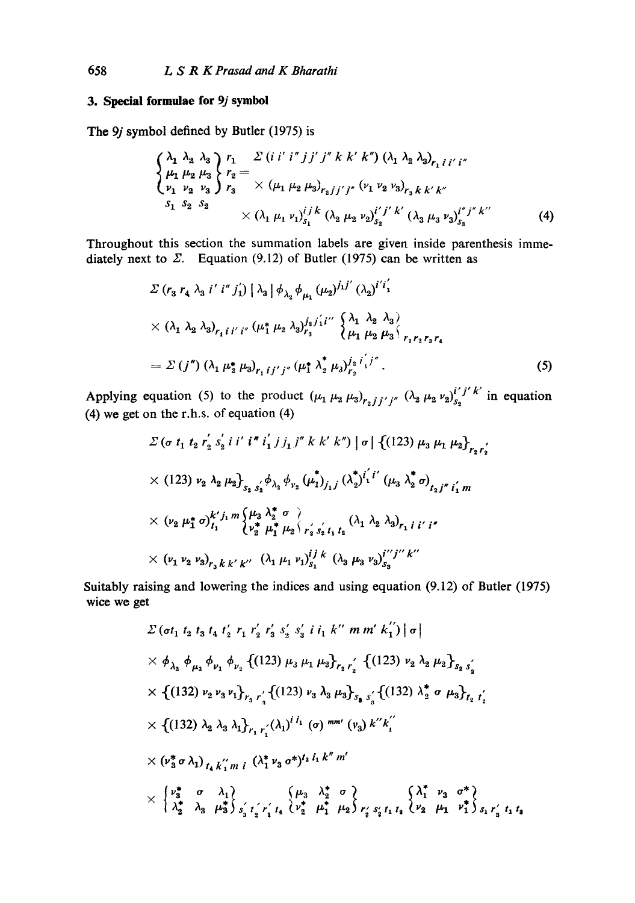## 3. Special formulae for 9j symbol

The 9j symbol defined by Butler (1975) is

$$
\begin{Bmatrix} \lambda_1 & \lambda_2 & \lambda_3 \\ \mu_1 & \mu_2 & \mu_3 \\ \nu_1 & \nu_2 & \nu_3 \end{Bmatrix}_{\substack{s_1\ s_2\ s_2}}^{\substack{r_1 \\ r_2 \\ r_3}} = \Sigma\,(i\,i'\,i''\,j\,j'\,j''\,k\,k'\,k'')\,(\lambda_1\,\lambda_2\,\lambda_3)_{r_1\,i\,i'\,i''} \times (\mu_1\,\mu_2\,\mu_3)_{r_2\,j\,j'\,j''}\,(\nu_1\,\nu_2\,\nu_3)_{r_3\,k\,k'\,k''} \times (\lambda_1\,\mu_1\,\nu_1)^{ij\,k}_{s_1}\,(\lambda_2\,\mu_2\,\nu_2)^{i'\,j'\,k'}_{s_2}\,(\lambda_3\,\mu_3\,\nu_3)^{i''\,j''\,k''}_{s_3} \tag{4}
$$

Throughout this section the summation labels are given inside parenthesis immediately next to $\Sigma$. Equation (9.12) of Butler (1975) can be written as

$$
\Sigma\,(r_3\,r_4\,\lambda_3\,i'\,i''\,j_1')\,|\,\lambda_3\,|\,\phi_{\lambda_2}\,\phi_{\mu_1}\,(\mu_2)^{j_1 j'}\,(\lambda_2)^{i' i_1'} \times (\lambda_1\,\lambda_2\,\lambda_3)_{r_4\,i\,i'\,i''}\,(\mu_1^*\,\mu_2\,\lambda_3)^{j_2 j_1' i''}_{r_3} \begin{Bmatrix} \lambda_1 & \lambda_2 & \lambda_3 \\ \mu_1 & \mu_2 & \mu_3 \end{Bmatrix}_{r_1 r_2 r_3 r_4}
$$

$$
= \Sigma\,(j'')\,(\lambda_1\,\mu_2^*\,\mu_3)_{r_1\,i\,j'\,j''}\,(\mu_1^*\,\lambda_2^*\,\mu_3)^{j_2\,i_1'\,j''}_{r_2}. \tag{5}
$$

Applying equation (5) to the product $(\mu_1\,\mu_2\,\mu_3)_{r_2 j j' j''}\,(\lambda_2\,\mu_2\,\nu_2)^{i' j' k'}_{s_2}$ in equation (4) we get on the r.h.s. of equation (4)

$$
\Sigma\,(\sigma\,t_1\,t_2\,r_2'\,s_2'\,i\,i'\,i''\,i_1'\,j\,j_1\,j''\,k\,k'\,k'')\,|\,\sigma\,|\,\{(123)\,\mu_3\,\mu_1\,\mu_2\}_{r_2\,r_2'}
$$

$$
\times\,(123)\,\nu_2\,\lambda_2\,\mu_2\}_{s_2\,s_2'}\,\phi_{\lambda_2}\,\phi_{\nu_2}\,(\mu_1^*)_{j_1 j}\,(\lambda_2^*)^{i_1' i'}\,(\mu_3\,\lambda_2^*\,\sigma)_{t_2 j''\,i_1' m}
$$

$$
\times\,(\nu_2\,\mu_1^*\,\sigma)^{k' j_1 m}_{t_1} \begin{Bmatrix} \mu_3 & \lambda_2^* & \sigma \\ \nu_2^* & \mu_1^* & \mu_2 \end{Bmatrix}_{r_2' s_2' t_1 t_2} (\lambda_1\,\lambda_2\,\lambda_3)_{r_1\,i\,i'\,i''}
$$

$$
\times\,(\nu_1\,\nu_2\,\nu_3)_{r_3\,k\,k'\,k''}\,(\lambda_1\,\mu_1\,\nu_1)^{ij\,k}_{s_1}\,(\lambda_3\,\mu_3\,\nu_3)^{i'' j'' k''}_{s_3}
$$

Suitably raising and lowering the indices and using equation (9.12) of Butler (1975) wice we get

$$
\Sigma\,(\sigma t_1\,t_2\,t_3\,t_4\,t_2'\,r_1\,r_2'\,r_3'\,s_2'\,s_3'\,i\,i_1\,k''\,m\,m'\,k_1'')\,|\,\sigma\,|
$$

$$
\times\,\phi_{\lambda_2}\,\phi_{\mu_3}\,\phi_{\nu_1}\,\phi_{\nu_2}\,\{(123)\,\mu_3\,\mu_1\,\mu_2\}_{r_2\,r_2'}\,\{(123)\,\nu_2\,\lambda_2\,\mu_2\}_{s_2\,s_2'}
$$

$$
\times\,\{(132)\,\nu_2\,\nu_3\,\nu_1\}_{r_3\,r_3'}\,\{(123)\,\nu_3\,\lambda_3\,\mu_3\}_{s_3\,s_3'}\,\{(132)\,\lambda_2^*\,\sigma\,\mu_3\}_{t_2\,t_2'}
$$

$$
\times\,\{(132)\,\lambda_2\,\lambda_3\,\lambda_1\}_{r_1\,r_1'}\,(\lambda_1)^{i\,i_1}\,(\sigma)^{mm'}\,(\nu_3)^{k'' k_1''}
$$

$$
\times\,(\nu_3^*\,\sigma\,\lambda_1)_{t_4\,k_1''\,m\,i}\,(\lambda_1^*\,\nu_3\,\sigma^*)^{t_3\,i_1\,k''\,m'}
$$

$$
\times \begin{Bmatrix} \nu_3^* & \sigma & \lambda_1 \\ \lambda_2^* & \lambda_3 & \mu_3^* \end{Bmatrix}_{s_3' t_2' r_1' t_4} \begin{Bmatrix} \mu_3 & \lambda_2^* & \sigma \\ \nu_2^* & \mu_1^* & \mu_2 \end{Bmatrix}_{r_2' s_2' t_1 t_2} \begin{Bmatrix} \lambda_1^* & \nu_3 & \sigma^* \\ \nu_2 & \mu_1 & \nu_1^* \end{Bmatrix}_{s_1 r_3' t_1 t_3}
$$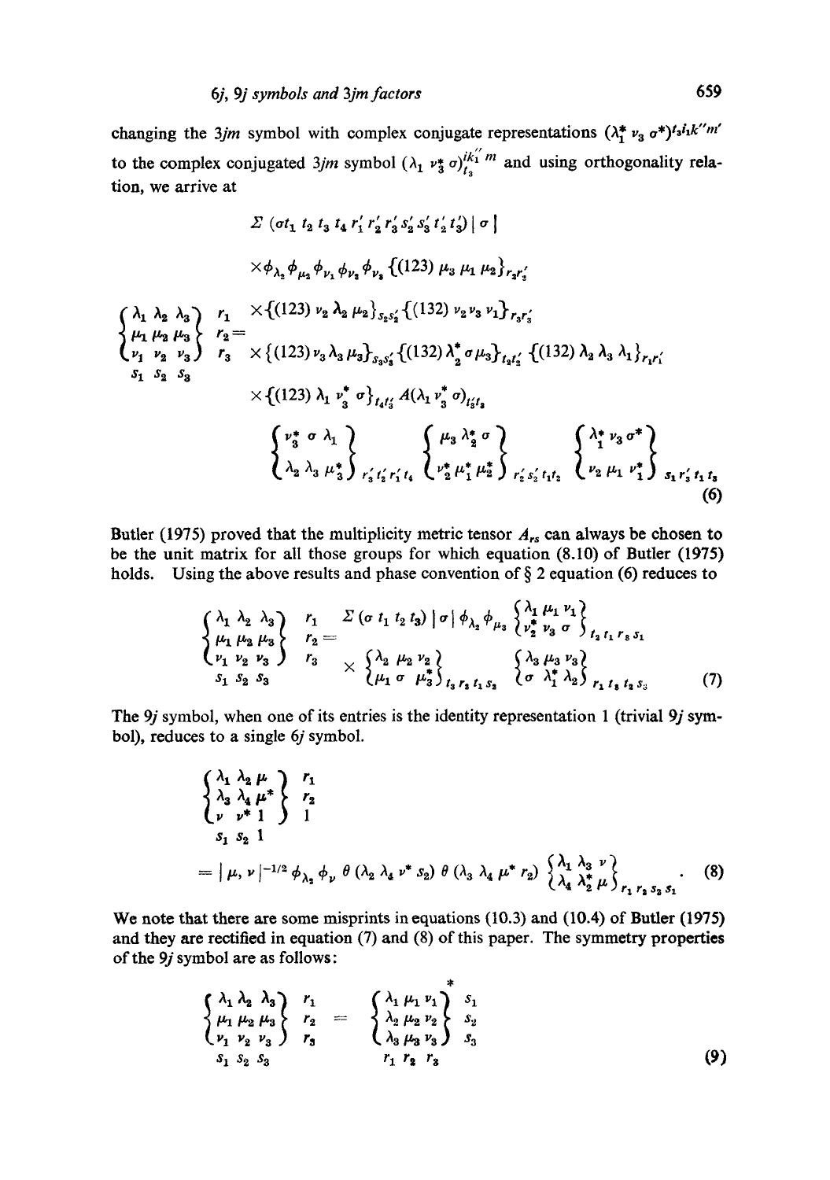changing the $3jm$ symbol with complex conjugate representations $(\lambda_1^* \, \nu_3 \, \sigma^*)^{t_3 i_1 k'' m'}$ to the complex conjugated $3jm$ symbol $(\lambda_1 \, \nu_3^* \, \sigma)^{ik_1'' m}_{t_3}$ and using orthogonality relation, we arrive at

$$
\begin{aligned}
\begin{Bmatrix} \lambda_1 & \lambda_2 & \lambda_3 \\ \mu_1 & \mu_2 & \mu_3 \\ \nu_1 & \nu_2 & \nu_3 \end{Bmatrix}
\begin{matrix} r_1 \\ r_2 \\ r_3 \end{matrix}
\atop
\begin{matrix} s_1 & s_2 & s_3 \end{matrix}
= \; & \Sigma \, (\sigma t_1 \, t_2 \, t_3 \, t_4 \, r_1' \, r_2' \, r_3' \, s_2' \, s_3' \, t_2' \, t_3') \, | \, \sigma \, | \\
& \times \phi_{\lambda_2} \phi_{\mu_2} \phi_{\nu_1} \phi_{\nu_2} \phi_{\nu_3} \{(123) \, \mu_3 \, \mu_1 \, \mu_2\}_{r_2 r_2'} \\
& \times \{(123) \, \nu_2 \, \lambda_2 \, \mu_2\}_{s_2 s_2'} \{(132) \, \nu_2 \, \nu_3 \, \nu_1\}_{r_3 r_3'} \\
& \times \{(123) \, \nu_3 \, \lambda_3 \, \mu_3\}_{s_3 s_3'} \{(132) \, \lambda_2^* \, \sigma \, \mu_3\}_{t_3 t_2'} \{(132) \, \lambda_2 \, \lambda_3 \, \lambda_1\}_{r_1 r_1'} \\
& \times \{(123) \, \lambda_1 \, \nu_3^* \, \sigma\}_{t_4 t_3'} A(\lambda_1 \, \nu_3^* \, \sigma)_{t_3' t_3} \\
& \begin{Bmatrix} \nu_3^* & \sigma & \lambda_1 \\ \lambda_2 & \lambda_3 & \mu_3^* \end{Bmatrix}_{r_3' t_2' r_1' t_4}
\begin{Bmatrix} \mu_3 & \lambda_2^* & \sigma \\ \nu_2^* & \mu_1^* & \mu_2^* \end{Bmatrix}_{r_2' s_2' t_1 t_2}
\begin{Bmatrix} \lambda_1^* & \nu_3 & \sigma^* \\ \nu_2 & \mu_1 & \nu_1^* \end{Bmatrix}_{s_1 r_3' t_1 t_3}
\end{aligned}
\tag{6}
$$

Butler (1975) proved that the multiplicity metric tensor $A_{rs}$ can always be chosen to be the unit matrix for all those groups for which equation (8.10) of Butler (1975) holds. Using the above results and phase convention of § 2 equation (6) reduces to

$$
\begin{Bmatrix} \lambda_1 & \lambda_2 & \lambda_3 \\ \mu_1 & \mu_2 & \mu_3 \\ \nu_1 & \nu_2 & \nu_3 \end{Bmatrix}
\begin{matrix} r_1 \\ r_2 \\ r_3 \end{matrix}
\atop
\begin{matrix} s_1 & s_2 & s_3 \end{matrix}
= \Sigma \, (\sigma \, t_1 \, t_2 \, t_3) \, | \sigma | \, \phi_{\lambda_2} \phi_{\mu_3}
\begin{Bmatrix} \lambda_1 & \mu_1 & \nu_1 \\ \nu_2^* & \nu_3 & \sigma \end{Bmatrix}_{t_2 t_1 r_3 s_1}
\times
\begin{Bmatrix} \lambda_2 & \mu_2 & \nu_2 \\ \mu_1 & \sigma & \mu_3^* \end{Bmatrix}_{t_3 r_2 t_1 s_2}
\begin{Bmatrix} \lambda_3 & \mu_3 & \nu_3 \\ \sigma & \lambda_1^* & \lambda_2 \end{Bmatrix}_{r_1 t_3 t_2 s_3}
\tag{7}
$$

The $9j$ symbol, when one of its entries is the identity representation 1 (trivial $9j$ symbol), reduces to a single $6j$ symbol.

$$
\begin{Bmatrix} \lambda_1 & \lambda_2 & \mu \\ \lambda_3 & \lambda_4 & \mu^* \\ \nu & \nu^* & 1 \end{Bmatrix}
\begin{matrix} r_1 \\ r_2 \\ 1 \end{matrix}
\atop
\begin{matrix} s_1 & s_2 & 1 \end{matrix}
= | \mu, \nu |^{-1/2} \phi_{\lambda_2} \phi_\nu \, \theta \, (\lambda_2 \, \lambda_4 \, \nu^* \, s_2) \, \theta \, (\lambda_3 \, \lambda_4 \, \mu^* \, r_2)
\begin{Bmatrix} \lambda_1 & \lambda_3 & \nu \\ \lambda_4 & \lambda_2^* & \mu \end{Bmatrix}_{r_1 r_2 s_2 s_1} .
\tag{8}
$$

We note that there are some misprints in equations (10.3) and (10.4) of Butler (1975) and they are rectified in equation (7) and (8) of this paper. The symmetry properties of the $9j$ symbol are as follows:

$$
\begin{Bmatrix} \lambda_1 & \lambda_2 & \lambda_3 \\ \mu_1 & \mu_2 & \mu_3 \\ \nu_1 & \nu_2 & \nu_3 \end{Bmatrix}
\begin{matrix} r_1 \\ r_2 \\ r_3 \end{matrix}
\atop
\begin{matrix} s_1 & s_2 & s_3 \end{matrix}
=
\begin{Bmatrix} \lambda_1 & \mu_1 & \nu_1 \\ \lambda_2 & \mu_2 & \nu_2 \\ \lambda_3 & \mu_3 & \nu_3 \end{Bmatrix}^{*}
\begin{matrix} s_1 \\ s_2 \\ s_3 \end{matrix}
\atop
\begin{matrix} r_1 & r_2 & r_3 \end{matrix}
\tag{9}
$$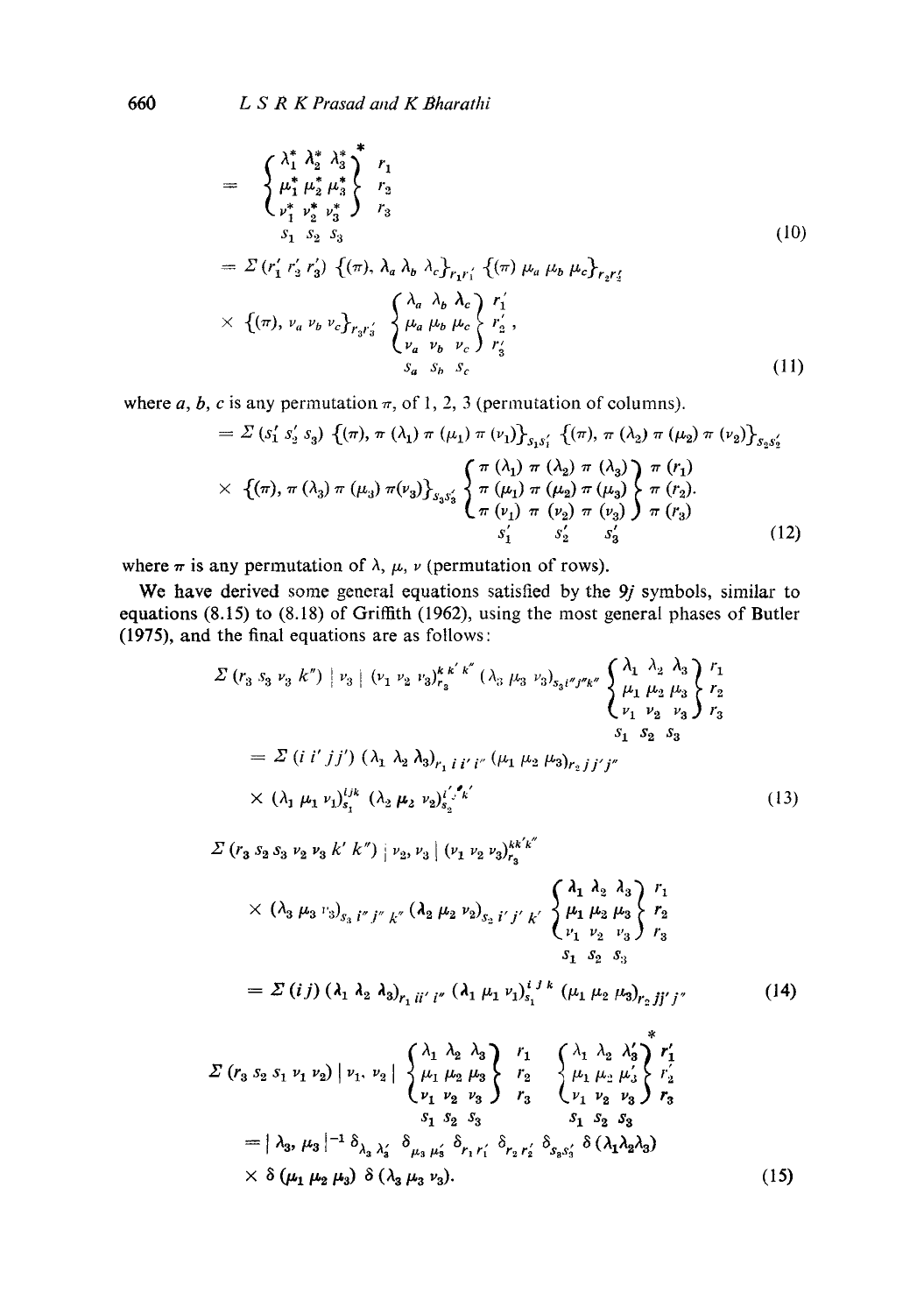$$
= \left\{ \begin{matrix} \lambda_1^* & \lambda_2^* & \lambda_3^* \\ \mu_1^* & \mu_2^* & \mu_3^* \\ \nu_1^* & \nu_2^* & \nu_3^* \end{matrix} \right\}^* \begin{matrix} r_1 \\ r_2 \\ r_3 \end{matrix} \atop \begin{matrix} s_1 & s_2 & s_3 \end{matrix} \tag{10}
$$

$$
= \Sigma (r_1' \, r_2' \, r_3') \, \{(\pi), \lambda_a \, \lambda_b \, \lambda_c\}_{r_1 r_1'} \, \{(\pi) \, \mu_a \, \mu_b \, \mu_c\}_{r_2 r_2'}
$$

$$
\times \, \{(\pi), \nu_a \, \nu_b \, \nu_c\}_{r_3 r_3'} \left\{ \begin{matrix} \lambda_a & \lambda_b & \lambda_c \\ \mu_a & \mu_b & \mu_c \\ \nu_a & \nu_b & \nu_c \end{matrix} \right\} \begin{matrix} r_1' \\ r_2' , \\ r_3' \end{matrix} \atop \begin{matrix} s_a & s_b & s_c \end{matrix} \tag{11}
$$

where $a$, $b$, $c$ is any permutation $\pi$, of 1, 2, 3 (permutation of columns).

$$
= \Sigma (s_1' \, s_2' \, s_3) \, \{(\pi), \pi(\lambda_1) \, \pi(\mu_1) \, \pi(\nu_1)\}_{s_1 s_1'} \, \{(\pi), \pi(\lambda_2) \, \pi(\mu_2) \, \pi(\nu_2)\}_{s_2 s_2'}
$$

$$
\times \, \{(\pi), \pi(\lambda_3) \, \pi(\mu_3) \, \pi(\nu_3)\}_{s_3 s_3'} \left\{ \begin{matrix} \pi(\lambda_1) & \pi(\lambda_2) & \pi(\lambda_3) \\ \pi(\mu_1) & \pi(\mu_2) & \pi(\mu_3) \\ \pi(\nu_1) & \pi(\nu_2) & \pi(\nu_3) \end{matrix} \right\} \begin{matrix} \pi(r_1) \\ \pi(r_2). \\ \pi(r_3) \end{matrix} \atop \begin{matrix} s_1' & s_2' & s_3' \end{matrix} \tag{12}
$$

where $\pi$ is any permutation of $\lambda$, $\mu$, $\nu$ (permutation of rows).

We have derived some general equations satisfied by the $9j$ symbols, similar to equations (8.15) to (8.18) of Griffith (1962), using the most general phases of Butler (1975), and the final equations are as follows:

$$
\Sigma (r_3 \, s_3 \, \nu_3 \, k'') \, | \, \nu_3 \, | \, (\nu_1 \, \nu_2 \, \nu_3)^{k \, k' \, k''}_{r_3} \, (\lambda_3 \, \mu_3 \, \nu_3)_{s_3 i'' j'' k''} \left\{ \begin{matrix} \lambda_1 & \lambda_2 & \lambda_3 \\ \mu_1 & \mu_2 & \mu_3 \\ \nu_1 & \nu_2 & \nu_3 \end{matrix} \right\} \begin{matrix} r_1 \\ r_2 \\ r_3 \end{matrix} \atop \begin{matrix} s_1 & s_2 & s_3 \end{matrix}
$$

$$
= \Sigma (i \, i' \, j j') \, (\lambda_1 \, \lambda_2 \, \lambda_3)_{r_1 \, i \, i' \, i''} \, (\mu_1 \, \mu_2 \, \mu_3)_{r_2 \, j \, j' \, j''}
$$

$$
\times \, (\lambda_1 \, \mu_1 \, \nu_1)^{ijk}_{s_1} \, (\lambda_2 \, \mu_2 \, \nu_2)^{i' j' k'}_{s_2} \tag{13}
$$

$$
\Sigma (r_3 \, s_2 \, s_3 \, \nu_2 \, \nu_3 \, k' \, k'') \, | \, \nu_2, \nu_3 \, | \, (\nu_1 \, \nu_2 \, \nu_3)^{kk'k''}_{r_3}
$$

$$
\times \, (\lambda_3 \, \mu_3 \, \nu_3)_{s_3 \, i'' j'' k''} \, (\lambda_2 \, \mu_2 \, \nu_2)_{s_2 \, i' j' k'} \left\{ \begin{matrix} \lambda_1 & \lambda_2 & \lambda_3 \\ \mu_1 & \mu_2 & \mu_3 \\ \nu_1 & \nu_2 & \nu_3 \end{matrix} \right\} \begin{matrix} r_1 \\ r_2 \\ r_3 \end{matrix} \atop \begin{matrix} s_1 & s_2 & s_3 \end{matrix}
$$

$$
= \Sigma (i j) \, (\lambda_1 \, \lambda_2 \, \lambda_3)_{r_1 \, i i' i''} \, (\lambda_1 \, \mu_1 \, \nu_1)^{i j k}_{s_1} \, (\mu_1 \, \mu_2 \, \mu_3)_{r_2 \, j j' j''} \tag{14}
$$

$$
\Sigma (r_3 \, s_2 \, s_1 \, \nu_1 \, \nu_2) \, | \, \nu_1, \nu_2 \, | \left\{ \begin{matrix} \lambda_1 & \lambda_2 & \lambda_3 \\ \mu_1 & \mu_2 & \mu_3 \\ \nu_1 & \nu_2 & \nu_3 \end{matrix} \right\} \begin{matrix} r_1 \\ r_2 \\ r_3 \end{matrix} \atop \begin{matrix} s_1 & s_2 & s_3 \end{matrix} \left\{ \begin{matrix} \lambda_1 & \lambda_2 & \lambda_3' \\ \mu_1 & \mu_2 & \mu_3' \\ \nu_1 & \nu_2 & \nu_3 \end{matrix} \right\}^* \begin{matrix} r_1' \\ r_2' \\ r_3 \end{matrix} \atop \begin{matrix} s_1 & s_2 & s_3 \end{matrix}
$$

$$
= | \, \lambda_3, \mu_3 \, |^{-1} \, \delta_{\lambda_3 \lambda_3'} \, \delta_{\mu_3 \mu_3'} \, \delta_{r_1 r_1'} \, \delta_{r_2 r_2'} \, \delta_{s_3 s_3'} \, \delta(\lambda_1 \lambda_2 \lambda_3)
$$

$$
\times \, \delta(\mu_1 \, \mu_2 \, \mu_3) \, \delta(\lambda_3 \, \mu_3 \, \nu_3). \tag{15}
$$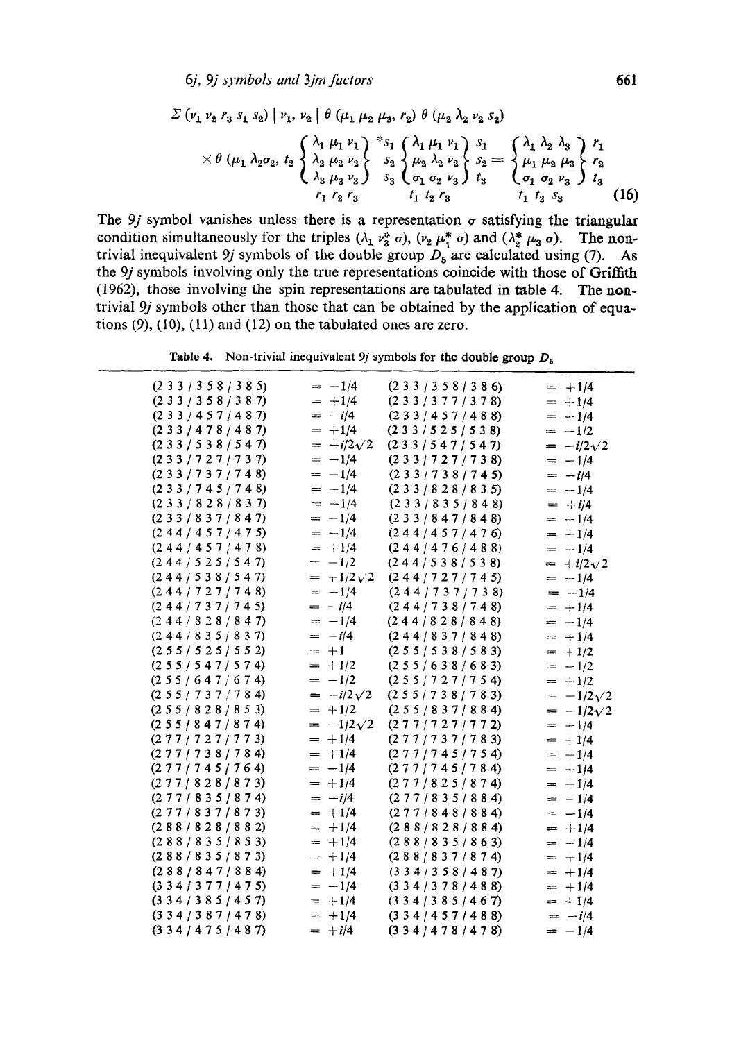$$\Sigma (\nu_1 \nu_2 r_3 s_1 s_2) \mid \nu_1, \nu_2 \mid \theta(\mu_1 \mu_2 \mu_3, r_2)\, \theta(\mu_2 \lambda_2 \nu_2 s_2)$$

$$\times\, \theta(\mu_1 \lambda_2 \sigma_2, t_2 \begin{Bmatrix} \lambda_1 & \mu_1 & \nu_1 \\ \lambda_2 & \mu_2 & \nu_2 \\ \lambda_3 & \mu_3 & \nu_3 \end{Bmatrix}^{\begin{matrix} *s_1 \\ s_2 \\ s_3 \end{matrix}}_{r_1\, r_2\, r_3} \begin{Bmatrix} \lambda_1 & \mu_1 & \nu_1 \\ \mu_2 & \lambda_2 & \nu_2 \\ \sigma_1 & \sigma_2 & \nu_3 \end{Bmatrix}^{\begin{matrix} s_1 \\ s_2 \\ t_3 \end{matrix}}_{t_1\, t_2\, r_3} = \begin{Bmatrix} \lambda_1 & \lambda_2 & \lambda_3 \\ \mu_1 & \mu_2 & \mu_3 \\ \sigma_1 & \sigma_2 & \nu_3 \end{Bmatrix}^{\begin{matrix} r_1 \\ r_2 \\ t_3 \end{matrix}}_{t_1\, t_2\, s_3} \qquad (16)$$

The $9j$ symbol vanishes unless there is a representation $\sigma$ satisfying the triangular condition simultaneously for the triples $(\lambda_1\, \nu_3^*\, \sigma)$, $(\nu_2\, \mu_1^*\, \sigma)$ and $(\lambda_2^*\, \mu_3\, \sigma)$. The non-trivial inequivalent $9j$ symbols of the double group $D_5$ are calculated using (7). As the $9j$ symbols involving only the true representations coincide with those of Griffith (1962), those involving the spin representations are tabulated in table 4. The non-trivial $9j$ symbols other than those that can be obtained by the application of equations (9), (10), (11) and (12) on the tabulated ones are zero.

**Table 4.** Non-trivial inequivalent $9j$ symbols for the double group $D_5$

| Symbol | Value | Symbol | Value |
|---|---|---|---|
| (2 3 3 / 3 5 8 / 3 8 5) | $= -1/4$ | (2 3 3 / 3 5 8 / 3 8 6) | $= +1/4$ |
| (2 3 3 / 3 5 8 / 3 8 7) | $= +1/4$ | (2 3 3 / 3 7 7 / 3 7 8) | $= +1/4$ |
| (2 3 3 / 4 5 7 / 4 8 7) | $= -i/4$ | (2 3 3 / 4 5 7 / 4 8 8) | $= +1/4$ |
| (2 3 3 / 4 7 8 / 4 8 7) | $= +1/4$ | (2 3 3 / 5 2 5 / 5 3 8) | $= -1/2$ |
| (2 3 3 / 5 3 8 / 5 4 7) | $= +i/2\sqrt{2}$ | (2 3 3 / 5 4 7 / 5 4 7) | $= -i/2\sqrt{2}$ |
| (2 3 3 / 7 2 7 / 7 3 7) | $= -1/4$ | (2 3 3 / 7 2 7 / 7 3 8) | $= -1/4$ |
| (2 3 3 / 7 3 7 / 7 4 8) | $= -1/4$ | (2 3 3 / 7 3 8 / 7 4 5) | $= -i/4$ |
| (2 3 3 / 7 4 5 / 7 4 8) | $= -1/4$ | (2 3 3 / 8 2 8 / 8 3 5) | $= -1/4$ |
| (2 3 3 / 8 2 8 / 8 3 7) | $= -1/4$ | (2 3 3 / 8 3 5 / 8 4 8) | $= +i/4$ |
| (2 3 3 / 8 3 7 / 8 4 7) | $= -1/4$ | (2 3 3 / 8 4 7 / 8 4 8) | $= +1/4$ |
| (2 4 4 / 4 5 7 / 4 7 5) | $= -1/4$ | (2 4 4 / 4 5 7 / 4 7 6) | $= +1/4$ |
| (2 4 4 / 4 5 7 / 4 7 8) | $= +1/4$ | (2 4 4 / 4 7 6 / 4 8 8) | $= +1/4$ |
| (2 4 4 / 5 2 5 / 5 4 7) | $= -1/2$ | (2 4 4 / 5 3 8 / 5 3 8) | $= +i/2\sqrt{2}$ |
| (2 4 4 / 5 3 8 / 5 4 7) | $= +1/2\sqrt{2}$ | (2 4 4 / 7 2 7 / 7 4 5) | $= -1/4$ |
| (2 4 4 / 7 2 7 / 7 4 8) | $= -1/4$ | (2 4 4 / 7 3 7 / 7 3 8) | $= -1/4$ |
| (2 4 4 / 7 3 7 / 7 4 5) | $= -i/4$ | (2 4 4 / 7 3 8 / 7 4 8) | $= +1/4$ |
| (2 4 4 / 8 2 8 / 8 4 7) | $= -1/4$ | (2 4 4 / 8 2 8 / 8 4 8) | $= -1/4$ |
| (2 4 4 / 8 3 5 / 8 3 7) | $= -i/4$ | (2 4 4 / 8 3 7 / 8 4 8) | $= +1/4$ |
| (2 5 5 / 5 2 5 / 5 5 2) | $= +1$ | (2 5 5 / 5 3 8 / 5 8 3) | $= +1/2$ |
| (2 5 5 / 5 4 7 / 5 7 4) | $= +1/2$ | (2 5 5 / 6 3 8 / 6 8 3) | $= -1/2$ |
| (2 5 5 / 6 4 7 / 6 7 4) | $= -1/2$ | (2 5 5 / 7 2 7 / 7 5 4) | $= +1/2$ |
| (2 5 5 / 7 3 7 / 7 8 4) | $= -i/2\sqrt{2}$ | (2 5 5 / 7 3 8 / 7 8 3) | $= -1/2\sqrt{2}$ |
| (2 5 5 / 8 2 8 / 8 5 3) | $= +1/2$ | (2 5 5 / 8 3 7 / 8 8 4) | $= -1/2\sqrt{2}$ |
| (2 5 5 / 8 4 7 / 8 7 4) | $= -1/2\sqrt{2}$ | (2 7 7 / 7 2 7 / 7 7 2) | $= +1/4$ |
| (2 7 7 / 7 2 7 / 7 7 3) | $= +1/4$ | (2 7 7 / 7 3 7 / 7 8 3) | $= +1/4$ |
| (2 7 7 / 7 3 8 / 7 8 4) | $= +1/4$ | (2 7 7 / 7 4 5 / 7 5 4) | $= +1/4$ |
| (2 7 7 / 7 4 5 / 7 6 4) | $= -1/4$ | (2 7 7 / 7 4 5 / 7 8 4) | $= +1/4$ |
| (2 7 7 / 8 2 8 / 8 7 3) | $= +1/4$ | (2 7 7 / 8 2 5 / 8 7 4) | $= +1/4$ |
| (2 7 7 / 8 3 5 / 8 7 4) | $= -i/4$ | (2 7 7 / 8 3 5 / 8 8 4) | $= -1/4$ |
| (2 7 7 / 8 3 7 / 8 7 3) | $= +1/4$ | (2 7 7 / 8 4 8 / 8 8 4) | $= -1/4$ |
| (2 8 8 / 8 2 8 / 8 8 2) | $= +1/4$ | (2 8 8 / 8 2 8 / 8 8 4) | $= +1/4$ |
| (2 8 8 / 8 3 5 / 8 5 3) | $= +1/4$ | (2 8 8 / 8 3 5 / 8 6 3) | $= -1/4$ |
| (2 8 8 / 8 3 5 / 8 7 3) | $= +1/4$ | (2 8 8 / 8 3 7 / 8 7 4) | $= +1/4$ |
| (2 8 8 / 8 4 7 / 8 8 4) | $= +1/4$ | (3 3 4 / 3 5 8 / 4 8 7) | $= +1/4$ |
| (3 3 4 / 3 7 7 / 4 7 5) | $= -1/4$ | (3 3 4 / 3 7 8 / 4 8 8) | $= +1/4$ |
| (3 3 4 / 3 8 5 / 4 5 7) | $= +1/4$ | (3 3 4 / 3 8 5 / 4 6 7) | $= +1/4$ |
| (3 3 4 / 3 8 7 / 4 7 8) | $= +1/4$ | (3 3 4 / 4 5 7 / 4 8 8) | $= -i/4$ |
| (3 3 4 / 4 7 5 / 4 8 7) | $= +i/4$ | (3 3 4 / 4 7 8 / 4 7 8) | $= -1/4$ |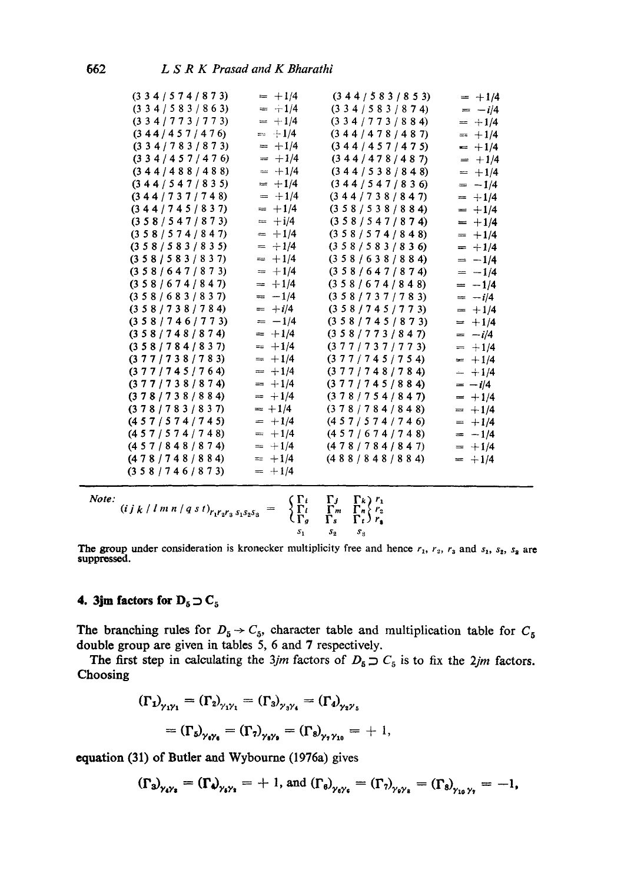| | | | |
|---|---|---|---|
| (3 3 4 / 5 7 4 / 8 7 3) | = +1/4 | (3 4 4 / 5 8 3 / 8 5 3) | = +1/4 |
| (3 3 4 / 5 8 3 / 8 6 3) | = +1/4 | (3 3 4 / 5 8 3 / 8 7 4) | = −i/4 |
| (3 3 4 / 7 7 3 / 7 7 3) | = +1/4 | (3 3 4 / 7 7 3 / 8 8 4) | = +1/4 |
| (3 4 4 / 4 5 7 / 4 7 6) | = +1/4 | (3 4 4 / 4 7 8 / 4 8 7) | = +1/4 |
| (3 3 4 / 7 8 3 / 8 7 3) | = +1/4 | (3 4 4 / 4 5 7 / 4 7 5) | = +1/4 |
| (3 3 4 / 4 5 7 / 4 7 6) | = +1/4 | (3 4 4 / 4 7 8 / 4 8 7) | = +1/4 |
| (3 4 4 / 4 8 8 / 4 8 8) | = +1/4 | (3 4 4 / 5 3 8 / 8 4 8) | = +1/4 |
| (3 4 4 / 5 4 7 / 8 3 5) | = +1/4 | (3 4 4 / 5 4 7 / 8 3 6) | = −1/4 |
| (3 4 4 / 7 3 7 / 7 4 8) | = +1/4 | (3 4 4 / 7 3 8 / 8 4 7) | = +1/4 |
| (3 4 4 / 7 4 5 / 8 3 7) | = +1/4 | (3 5 8 / 5 3 8 / 8 8 4) | = +1/4 |
| (3 5 8 / 5 4 7 / 8 7 3) | = +i/4 | (3 5 8 / 5 4 7 / 8 7 4) | = +1/4 |
| (3 5 8 / 5 7 4 / 8 4 7) | = +1/4 | (3 5 8 / 5 7 4 / 8 4 8) | = +1/4 |
| (3 5 8 / 5 8 3 / 8 3 5) | = +1/4 | (3 5 8 / 5 8 3 / 8 3 6) | = +1/4 |
| (3 5 8 / 5 8 3 / 8 3 7) | = +1/4 | (3 5 8 / 6 3 8 / 8 8 4) | = −1/4 |
| (3 5 8 / 6 4 7 / 8 7 3) | = +1/4 | (3 5 8 / 6 4 7 / 8 7 4) | = −1/4 |
| (3 5 8 / 6 7 4 / 8 4 7) | = +1/4 | (3 5 8 / 6 7 4 / 8 4 8) | = −1/4 |
| (3 5 8 / 6 8 3 / 8 3 7) | = −1/4 | (3 5 8 / 7 3 7 / 7 8 3) | = −i/4 |
| (3 5 8 / 7 3 8 / 7 8 4) | = +i/4 | (3 5 8 / 7 4 5 / 7 7 3) | = +1/4 |
| (3 5 8 / 7 4 6 / 7 7 3) | = −1/4 | (3 5 8 / 7 4 5 / 8 7 3) | = +1/4 |
| (3 5 8 / 7 4 8 / 8 7 4) | = +1/4 | (3 5 8 / 7 7 3 / 8 4 7) | = −i/4 |
| (3 5 8 / 7 8 4 / 8 3 7) | = +1/4 | (3 7 7 / 7 3 7 / 7 7 3) | = +1/4 |
| (3 7 7 / 7 3 8 / 7 8 3) | = +1/4 | (3 7 7 / 7 4 5 / 7 5 4) | = +1/4 |
| (3 7 7 / 7 4 5 / 7 6 4) | = +1/4 | (3 7 7 / 7 4 8 / 7 8 4) | = +1/4 |
| (3 7 7 / 7 3 8 / 8 7 4) | = +1/4 | (3 7 7 / 7 4 5 / 8 8 4) | = −i/4 |
| (3 7 8 / 7 3 8 / 8 8 4) | = +1/4 | (3 7 8 / 7 5 4 / 8 4 7) | = +1/4 |
| (3 7 8 / 7 8 3 / 8 3 7) | = +1/4 | (3 7 8 / 7 8 4 / 8 4 8) | = +1/4 |
| (4 5 7 / 5 7 4 / 7 4 5) | = +1/4 | (4 5 7 / 5 7 4 / 7 4 6) | = +1/4 |
| (4 5 7 / 5 7 4 / 7 4 8) | = +1/4 | (4 5 7 / 6 7 4 / 7 4 8) | = −1/4 |
| (4 5 7 / 8 4 8 / 8 7 4) | = +1/4 | (4 7 8 / 7 8 4 / 8 4 7) | = +1/4 |
| (4 7 8 / 7 4 8 / 8 8 4) | = +1/4 | (4 8 8 / 8 4 8 / 8 8 4) | = +1/4 |
| (3 5 8 / 7 4 6 / 8 7 3) | = +1/4 | | |

*Note:*

$$(i\,j\,k\,/\,l\,m\,n\,/\,q\,s\,t)_{r_1 r_2 r_3\, s_1 s_2 s_3} = \begin{Bmatrix} \Gamma_i & \Gamma_j & \Gamma_k \\ \Gamma_l & \Gamma_m & \Gamma_n \\ \Gamma_q & \Gamma_s & \Gamma_t \end{Bmatrix}^{\begin{matrix} r_1 \\ r_2 \\ r_3 \end{matrix}}_{s_1 \; s_2 \; s_3}$$

The group under consideration is kronecker multiplicity free and hence $r_1$, $r_2$, $r_3$ and $s_1$, $s_2$, $s_3$ are suppressed.

## 4. 3jm factors for $D_5 \supset C_5$

The branching rules for $D_5 \to C_5$, character table and multiplication table for $C_5$ double group are given in tables 5, 6 and 7 respectively.

The first step in calculating the $3jm$ factors of $D_5 \supset C_5$ is to fix the $2jm$ factors. Choosing

$$(\Gamma_1)_{\gamma_1\gamma_1} = (\Gamma_2)_{\gamma_1\gamma_1} = (\Gamma_3)_{\gamma_3\gamma_4} = (\Gamma_4)_{\gamma_2\gamma_5}$$

$$= (\Gamma_5)_{\gamma_6\gamma_6} = (\Gamma_7)_{\gamma_8\gamma_9} = (\Gamma_8)_{\gamma_7\gamma_{10}} = +1,$$

equation (31) of Butler and Wybourne (1976a) gives

$$(\Gamma_3)_{\gamma_4\gamma_3} = (\Gamma_4)_{\gamma_5\gamma_2} = +1, \text{ and } (\Gamma_6)_{\gamma_6\gamma_6} = (\Gamma_7)_{\gamma_9\gamma_8} = (\Gamma_8)_{\gamma_{10}\gamma_7} = -1,$$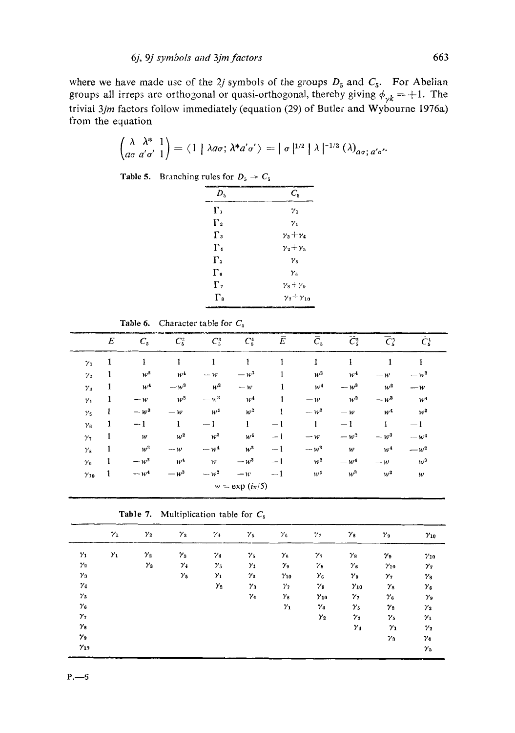where we have made use of the $2j$ symbols of the groups $D_5$ and $C_5$. For Abelian groups all irreps are orthogonal or quasi-orthogonal, thereby giving $\phi_{\gamma k} = +1$. The trivial $3jm$ factors follow immediately (equation (29) of Butler and Wybourne 1976a) from the equation

$$\begin{pmatrix} \lambda & \lambda^* & 1 \\ a\sigma & a'\sigma' & 1 \end{pmatrix} = \langle 1 \mid \lambda a\sigma; \lambda^* a'\sigma' \rangle = \mid \sigma \mid^{1/2} \mid \lambda \mid^{-1/2} (\lambda)_{a\sigma;\, a'\sigma'}.$$

**Table 5.** Branching rules for $D_5 \to C_5$

| $D_5$ | $C_5$ |
|---|---|
| $\Gamma_1$ | $\gamma_1$ |
| $\Gamma_2$ | $\gamma_1$ |
| $\Gamma_3$ | $\gamma_3 + \gamma_4$ |
| $\Gamma_4$ | $\gamma_2 + \gamma_5$ |
| $\Gamma_5$ | $\gamma_6$ |
| $\Gamma_6$ | $\gamma_6$ |
| $\Gamma_7$ | $\gamma_8 + \gamma_9$ |
| $\Gamma_8$ | $\gamma_7 + \gamma_{10}$ |

**Table 6.** Character table for $C_5$

| | $E$ | $C_5$ | $C_5^2$ | $C_5^3$ | $C_5^4$ | $\bar{E}$ | $\bar{C}_5$ | $\bar{C}_5^2$ | $\bar{C}_5^3$ | $\bar{C}_5^4$ |
|---|---|---|---|---|---|---|---|---|---|---|
| $\gamma_1$ | 1 | 1 | 1 | 1 | 1 | 1 | 1 | 1 | 1 | 1 |
| $\gamma_2$ | 1 | $w^2$ | $w^4$ | $-w$ | $-w^3$ | 1 | $w^2$ | $w^4$ | $-w$ | $-w^3$ |
| $\gamma_3$ | 1 | $w^4$ | $-w^3$ | $w^2$ | $-w$ | 1 | $w^4$ | $-w^3$ | $w^2$ | $-w$ |
| $\gamma_4$ | 1 | $-w$ | $w^2$ | $-w^3$ | $w^4$ | 1 | $-w$ | $w^2$ | $-w^3$ | $w^4$ |
| $\gamma_5$ | 1 | $-w^3$ | $-w$ | $w^4$ | $w^2$ | 1 | $-w^3$ | $-w$ | $w^4$ | $w^2$ |
| $\gamma_6$ | 1 | $-1$ | 1 | $-1$ | 1 | $-1$ | 1 | $-1$ | 1 | $-1$ |
| $\gamma_7$ | 1 | $w$ | $w^2$ | $w^3$ | $w^4$ | $-1$ | $-w$ | $-w^2$ | $-w^3$ | $-w^4$ |
| $\gamma_8$ | 1 | $w^3$ | $-w$ | $-w^4$ | $w^2$ | $-1$ | $-w^3$ | $w$ | $w^4$ | $-w^2$ |
| $\gamma_9$ | 1 | $-w^2$ | $w^4$ | $w$ | $-w^3$ | $-1$ | $w^2$ | $-w^4$ | $-w$ | $w^3$ |
| $\gamma_{10}$ | 1 | $-w^4$ | $-w^3$ | $-w^2$ | $-w$ | $-1$ | $w^4$ | $w^3$ | $w^2$ | $w$ |

$w = \exp(i\pi/5)$

**Table 7.** Multiplication table for $C_5$

| | $\gamma_1$ | $\gamma_2$ | $\gamma_3$ | $\gamma_4$ | $\gamma_5$ | $\gamma_6$ | $\gamma_7$ | $\gamma_8$ | $\gamma_9$ | $\gamma_{10}$ |
|---|---|---|---|---|---|---|---|---|---|---|
| $\gamma_1$ | $\gamma_1$ | $\gamma_2$ | $\gamma_3$ | $\gamma_4$ | $\gamma_5$ | $\gamma_6$ | $\gamma_7$ | $\gamma_8$ | $\gamma_9$ | $\gamma_{10}$ |
| $\gamma_2$ | | $\gamma_3$ | $\gamma_4$ | $\gamma_5$ | $\gamma_1$ | $\gamma_9$ | $\gamma_8$ | $\gamma_6$ | $\gamma_{10}$ | $\gamma_7$ |
| $\gamma_3$ | | | $\gamma_5$ | $\gamma_1$ | $\gamma_2$ | $\gamma_{10}$ | $\gamma_6$ | $\gamma_9$ | $\gamma_7$ | $\gamma_8$ |
| $\gamma_4$ | | | | $\gamma_2$ | $\gamma_3$ | $\gamma_7$ | $\gamma_9$ | $\gamma_{10}$ | $\gamma_8$ | $\gamma_6$ |
| $\gamma_5$ | | | | | $\gamma_4$ | $\gamma_8$ | $\gamma_{10}$ | $\gamma_7$ | $\gamma_6$ | $\gamma_9$ |
| $\gamma_6$ | | | | | | $\gamma_1$ | $\gamma_4$ | $\gamma_5$ | $\gamma_2$ | $\gamma_3$ |
| $\gamma_7$ | | | | | | | $\gamma_2$ | $\gamma_3$ | $\gamma_5$ | $\gamma_1$ |
| $\gamma_8$ | | | | | | | | $\gamma_4$ | $\gamma_1$ | $\gamma_2$ |
| $\gamma_9$ | | | | | | | | | $\gamma_3$ | $\gamma_4$ |
| $\gamma_{10}$ | | | | | | | | | | $\gamma_5$ |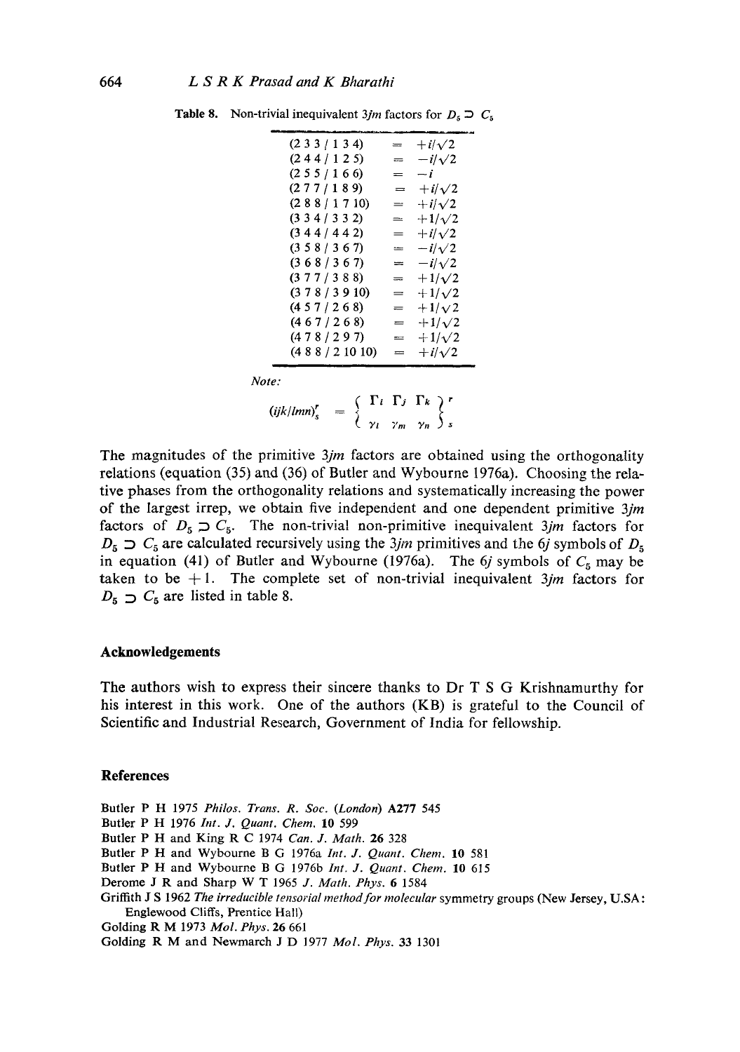**Table 8.** Non-trivial inequivalent $3jm$ factors for $D_5 \supset C_5$

| | | |
|---|---|---|
| (2 3 3 / 1 3 4) | = | $+i/\sqrt{2}$ |
| (2 4 4 / 1 2 5) | = | $-i/\sqrt{2}$ |
| (2 5 5 / 1 6 6) | = | $-i$ |
| (2 7 7 / 1 8 9) | = | $+i/\sqrt{2}$ |
| (2 8 8 / 1 7 10) | = | $+i/\sqrt{2}$ |
| (3 3 4 / 3 3 2) | = | $+1/\sqrt{2}$ |
| (3 4 4 / 4 4 2) | = | $+i/\sqrt{2}$ |
| (3 5 8 / 3 6 7) | = | $-i/\sqrt{2}$ |
| (3 6 8 / 3 6 7) | = | $-i/\sqrt{2}$ |
| (3 7 7 / 3 8 8) | = | $+1/\sqrt{2}$ |
| (3 7 8 / 3 9 10) | = | $+1/\sqrt{2}$ |
| (4 5 7 / 2 6 8) | = | $+1/\sqrt{2}$ |
| (4 6 7 / 2 6 8) | = | $+1/\sqrt{2}$ |
| (4 7 8 / 2 9 7) | = | $+1/\sqrt{2}$ |
| (4 8 8 / 2 10 10) | = | $+i/\sqrt{2}$ |

*Note:*

$$(ijk/lmn)^r_s = \begin{Bmatrix} \Gamma_i & \Gamma_j & \Gamma_k \\ \gamma_l & \gamma_m & \gamma_n \end{Bmatrix}^r_s$$

The magnitudes of the primitive $3jm$ factors are obtained using the orthogonality relations (equation (35) and (36) of Butler and Wybourne 1976a). Choosing the relative phases from the orthogonality relations and systematically increasing the power of the largest irrep, we obtain five independent and one dependent primitive $3jm$ factors of $D_5 \supset C_5$. The non-trivial non-primitive inequivalent $3jm$ factors for $D_5 \supset C_5$ are calculated recursively using the $3jm$ primitives and the $6j$ symbols of $D_5$ in equation (41) of Butler and Wybourne (1976a). The $6j$ symbols of $C_5$ may be taken to be $+1$. The complete set of non-trivial inequivalent $3jm$ factors for $D_5 \supset C_5$ are listed in table 8.

## Acknowledgements

The authors wish to express their sincere thanks to Dr T S G Krishnamurthy for his interest in this work. One of the authors (KB) is grateful to the Council of Scientific and Industrial Research, Government of India for fellowship.

## References

Butler P H 1975 *Philos. Trans. R. Soc. (London)* **A277** 545

Butler P H 1976 *Int. J. Quant. Chem.* **10** 599

Butler P H and King R C 1974 *Can. J. Math.* **26** 328

Butler P H and Wybourne B G 1976a *Int. J. Quant. Chem.* **10** 581

Butler P H and Wybourne B G 1976b *Int. J. Quant. Chem.* **10** 615

Derome J R and Sharp W T 1965 *J. Math. Phys.* **6** 1584

Griffith J S 1962 *The irreducible tensorial method for molecular* symmetry groups (New Jersey, U.SA: Englewood Cliffs, Prentice Hall)

Golding R M 1973 *Mol. Phys.* **26** 661

Golding R M and Newmarch J D 1977 *Mol. Phys.* **33** 1301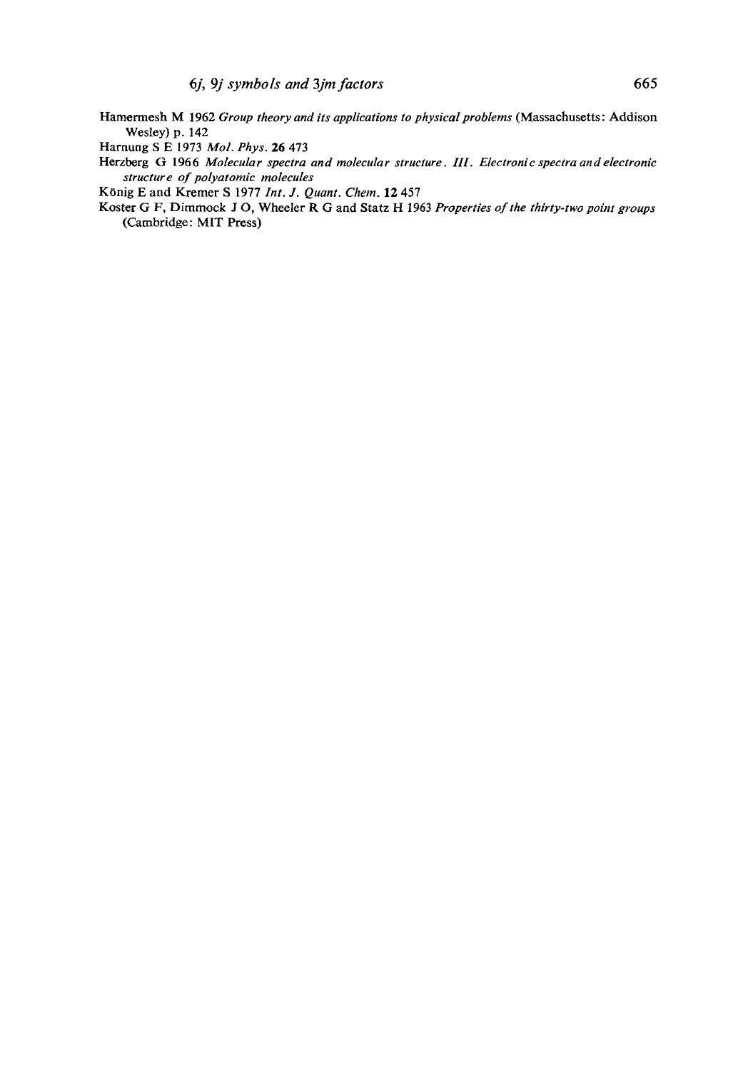Hamermesh M 1962 *Group theory and its applications to physical problems* (Massachusetts: Addison Wesley) p. 142

Harnung S E 1973 *Mol. Phys.* **26** 473

Herzberg G 1966 *Molecular spectra and molecular structure. III. Electronic spectra and electronic structure of polyatomic molecules*

König E and Kremer S 1977 *Int. J. Quant. Chem.* **12** 457

Koster G F, Dimmock J O, Wheeler R G and Statz H 1963 *Properties of the thirty-two point groups* (Cambridge: MIT Press)